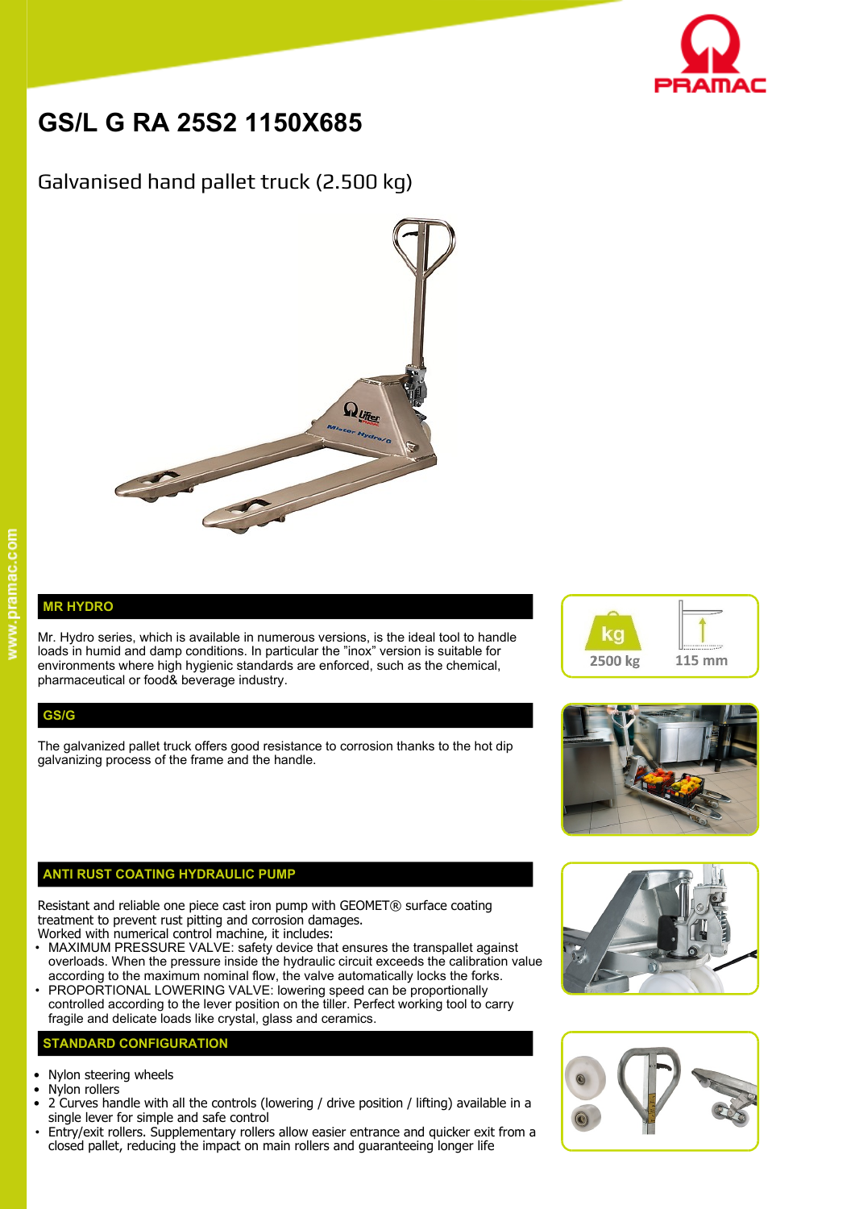# GS/L G RA 25S2 1150X685

## Galvanised hand pallet truck (2.500 kg)

2500 kg

115 mm

### MR HYDRO

Mr. Hydro series, which is available in numerous versions, is the ideal tool to handle loads in humid and damp conditions. In particular the "inox" version is suitable for environments where high hygienic standards are enforced, such as the chemical, pharmaceutical or food& beverage industry.

### GS/G

The galvanized pallet truck offers good resistance to corrosion thanks to the hot dip galvanizing process of the frame and the handle.

### ANTI RUST COATING HYDRAULIC PUMP

Resistant and reliable one piece cast iron pump with GEOMET® surface coating treatment to prevent rust pitting and corrosion damages.
Worked with numerical control machine, it includes:

- MAXIMUM PRESSURE VALVE: safety device that ensures the transpallet against overloads. When the pressure inside the hydraulic circuit exceeds the calibration value according to the maximum nominal flow, the valve automatically locks the forks.
- PROPORTIONAL LOWERING VALVE: lowering speed can be proportionally controlled according to the lever position on the tiller. Perfect working tool to carry fragile and delicate loads like crystal, glass and ceramics.

### STANDARD CONFIGURATION

- Nylon steering wheels
- Nylon rollers
- 2 Curves handle with all the controls (lowering / drive position / lifting) available in a single lever for simple and safe control
- Entry/exit rollers. Supplementary rollers allow easier entrance and quicker exit from a closed pallet, reducing the impact on main rollers and guaranteeing longer life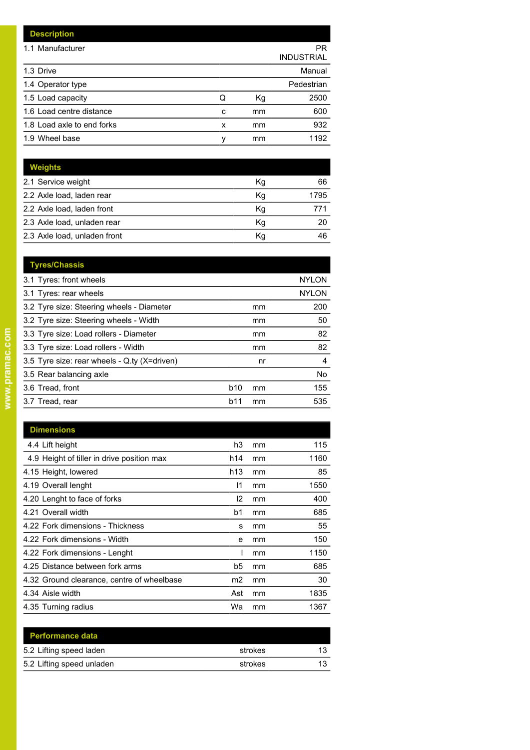| Description | | | |
|---|---|---|---|
| 1.1 Manufacturer | | | PR INDUSTRIAL |
| 1.3 Drive | | | Manual |
| 1.4 Operator type | | | Pedestrian |
| 1.5 Load capacity | Q | Kg | 2500 |
| 1.6 Load centre distance | c | mm | 600 |
| 1.8 Load axle to end forks | x | mm | 932 |
| 1.9 Wheel base | y | mm | 1192 |

| Weights | | |
|---|---|---|
| 2.1 Service weight | Kg | 66 |
| 2.2 Axle load, laden rear | Kg | 1795 |
| 2.2 Axle load, laden front | Kg | 771 |
| 2.3 Axle load, unladen rear | Kg | 20 |
| 2.3 Axle load, unladen front | Kg | 46 |

| Tyres/Chassis | | | |
|---|---|---|---|
| 3.1 Tyres: front wheels | | | NYLON |
| 3.1 Tyres: rear wheels | | | NYLON |
| 3.2 Tyre size: Steering wheels - Diameter | | mm | 200 |
| 3.2 Tyre size: Steering wheels - Width | | mm | 50 |
| 3.3 Tyre size: Load rollers - Diameter | | mm | 82 |
| 3.3 Tyre size: Load rollers - Width | | mm | 82 |
| 3.5 Tyre size: rear wheels - Q.ty (X=driven) | | nr | 4 |
| 3.5 Rear balancing axle | | | No |
| 3.6 Tread, front | b10 | mm | 155 |
| 3.7 Tread, rear | b11 | mm | 535 |

| Dimensions | | | |
|---|---|---|---|
| 4.4 Lift height | h3 | mm | 115 |
| 4.9 Height of tiller in drive position max | h14 | mm | 1160 |
| 4.15 Height, lowered | h13 | mm | 85 |
| 4.19 Overall lenght | l1 | mm | 1550 |
| 4.20 Lenght to face of forks | l2 | mm | 400 |
| 4.21 Overall width | b1 | mm | 685 |
| 4.22 Fork dimensions - Thickness | s | mm | 55 |
| 4.22 Fork dimensions - Width | e | mm | 150 |
| 4.22 Fork dimensions - Lenght | l | mm | 1150 |
| 4.25 Distance between fork arms | b5 | mm | 685 |
| 4.32 Ground clearance, centre of wheelbase | m2 | mm | 30 |
| 4.34 Aisle width | Ast | mm | 1835 |
| 4.35 Turning radius | Wa | mm | 1367 |

| Performance data | | |
|---|---|---|
| 5.2 Lifting speed laden | strokes | 13 |
| 5.2 Lifting speed unladen | strokes | 13 |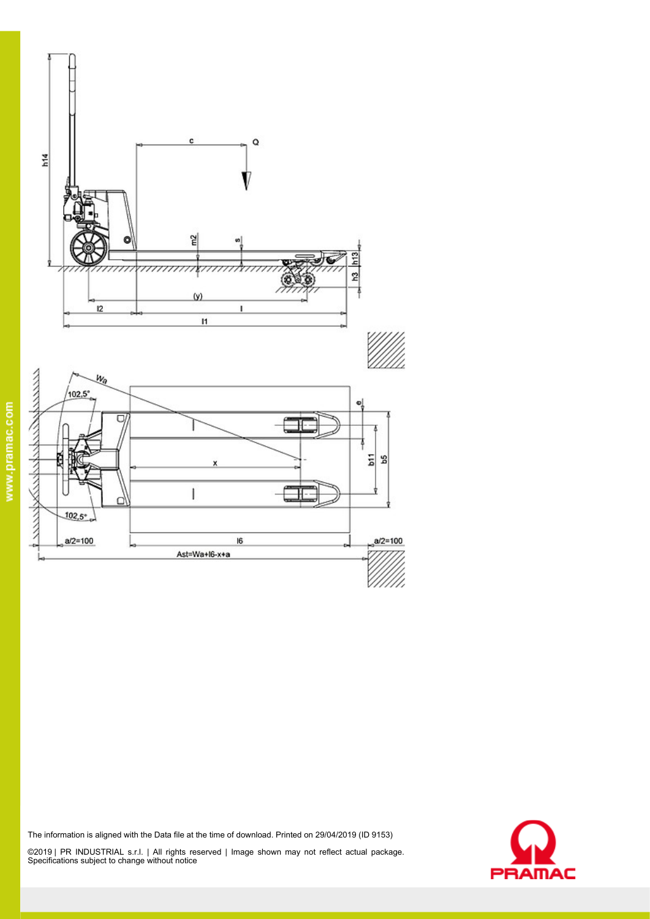h14

c

Q

m2

s

h13

h3

(y)

l2

l

l1

Wa

102,5°

e

x

b11

b5

102,5°

a/2=100

l6

a/2=100

Ast=Wa+l6-x+a

The information is aligned with the Data file at the time of download. Printed on 29/04/2019 (ID 9153)

©2019 | PR INDUSTRIAL s.r.l. | All rights reserved | Image shown may not reflect actual package. Specifications subject to change without notice

PRAMAC